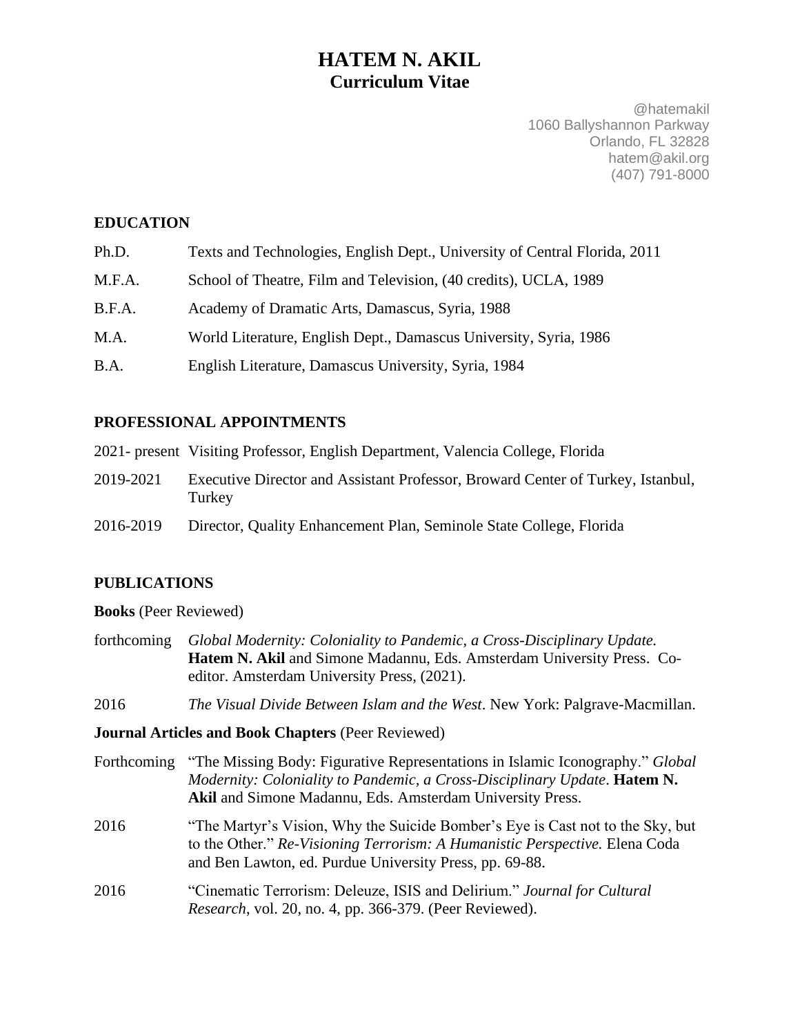# HATEM N. AKIL
## Curriculum Vitae

@hatemakil
1060 Ballyshannon Parkway
Orlando, FL 32828
hatem@akil.org
(407) 791-8000

## EDUCATION

| | |
|---|---|
| Ph.D. | Texts and Technologies, English Dept., University of Central Florida, 2011 |
| M.F.A. | School of Theatre, Film and Television, (40 credits), UCLA, 1989 |
| B.F.A. | Academy of Dramatic Arts, Damascus, Syria, 1988 |
| M.A. | World Literature, English Dept., Damascus University, Syria, 1986 |
| B.A. | English Literature, Damascus University, Syria, 1984 |

## PROFESSIONAL APPOINTMENTS

| | |
|---|---|
| 2021- present | Visiting Professor, English Department, Valencia College, Florida |
| 2019-2021 | Executive Director and Assistant Professor, Broward Center of Turkey, Istanbul, Turkey |
| 2016-2019 | Director, Quality Enhancement Plan, Seminole State College, Florida |

## PUBLICATIONS

**Books** (Peer Reviewed)

| | |
|---|---|
| forthcoming | *Global Modernity: Coloniality to Pandemic, a Cross-Disciplinary Update.* **Hatem N. Akil** and Simone Madannu, Eds. Amsterdam University Press. Co-editor. Amsterdam University Press, (2021). |
| 2016 | *The Visual Divide Between Islam and the West*. New York: Palgrave-Macmillan. |

**Journal Articles and Book Chapters** (Peer Reviewed)

| | |
|---|---|
| Forthcoming | "The Missing Body: Figurative Representations in Islamic Iconography." *Global Modernity: Coloniality to Pandemic, a Cross-Disciplinary Update*. **Hatem N. Akil** and Simone Madannu, Eds. Amsterdam University Press. |
| 2016 | "The Martyr's Vision, Why the Suicide Bomber's Eye is Cast not to the Sky, but to the Other." *Re-Visioning Terrorism: A Humanistic Perspective.* Elena Coda and Ben Lawton, ed. Purdue University Press, pp. 69-88. |
| 2016 | "Cinematic Terrorism: Deleuze, ISIS and Delirium." *Journal for Cultural Research*, vol. 20, no. 4, pp. 366-379. (Peer Reviewed). |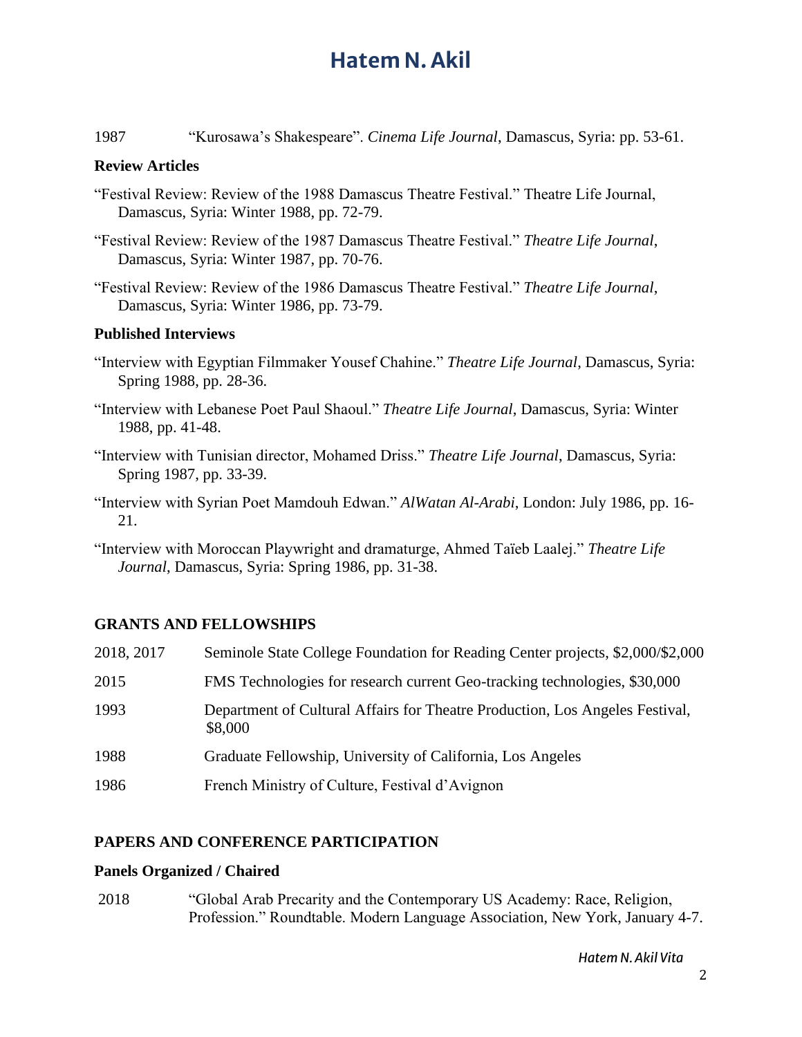1987 "Kurosawa's Shakespeare". *Cinema Life Journal*, Damascus, Syria: pp. 53-61.

### Review Articles

"Festival Review: Review of the 1988 Damascus Theatre Festival." Theatre Life Journal, Damascus, Syria: Winter 1988, pp. 72-79.

"Festival Review: Review of the 1987 Damascus Theatre Festival." *Theatre Life Journal*, Damascus, Syria: Winter 1987, pp. 70-76.

"Festival Review: Review of the 1986 Damascus Theatre Festival." *Theatre Life Journal*, Damascus, Syria: Winter 1986, pp. 73-79.

### Published Interviews

"Interview with Egyptian Filmmaker Yousef Chahine." *Theatre Life Journal*, Damascus, Syria: Spring 1988, pp. 28-36.

"Interview with Lebanese Poet Paul Shaoul." *Theatre Life Journal*, Damascus, Syria: Winter 1988, pp. 41-48.

"Interview with Tunisian director, Mohamed Driss." *Theatre Life Journal*, Damascus, Syria: Spring 1987, pp. 33-39.

"Interview with Syrian Poet Mamdouh Edwan." *AlWatan Al-Arabi*, London: July 1986, pp. 16-21.

"Interview with Moroccan Playwright and dramaturge, Ahmed Taïeb Laalej." *Theatre Life Journal*, Damascus, Syria: Spring 1986, pp. 31-38.

## GRANTS AND FELLOWSHIPS

2018, 2017 Seminole State College Foundation for Reading Center projects, $2,000/$2,000

2015 FMS Technologies for research current Geo-tracking technologies, $30,000

1993 Department of Cultural Affairs for Theatre Production, Los Angeles Festival, $8,000

1988 Graduate Fellowship, University of California, Los Angeles

1986 French Ministry of Culture, Festival d'Avignon

## PAPERS AND CONFERENCE PARTICIPATION

### Panels Organized / Chaired

2018 "Global Arab Precarity and the Contemporary US Academy: Race, Religion, Profession." Roundtable. Modern Language Association, New York, January 4-7.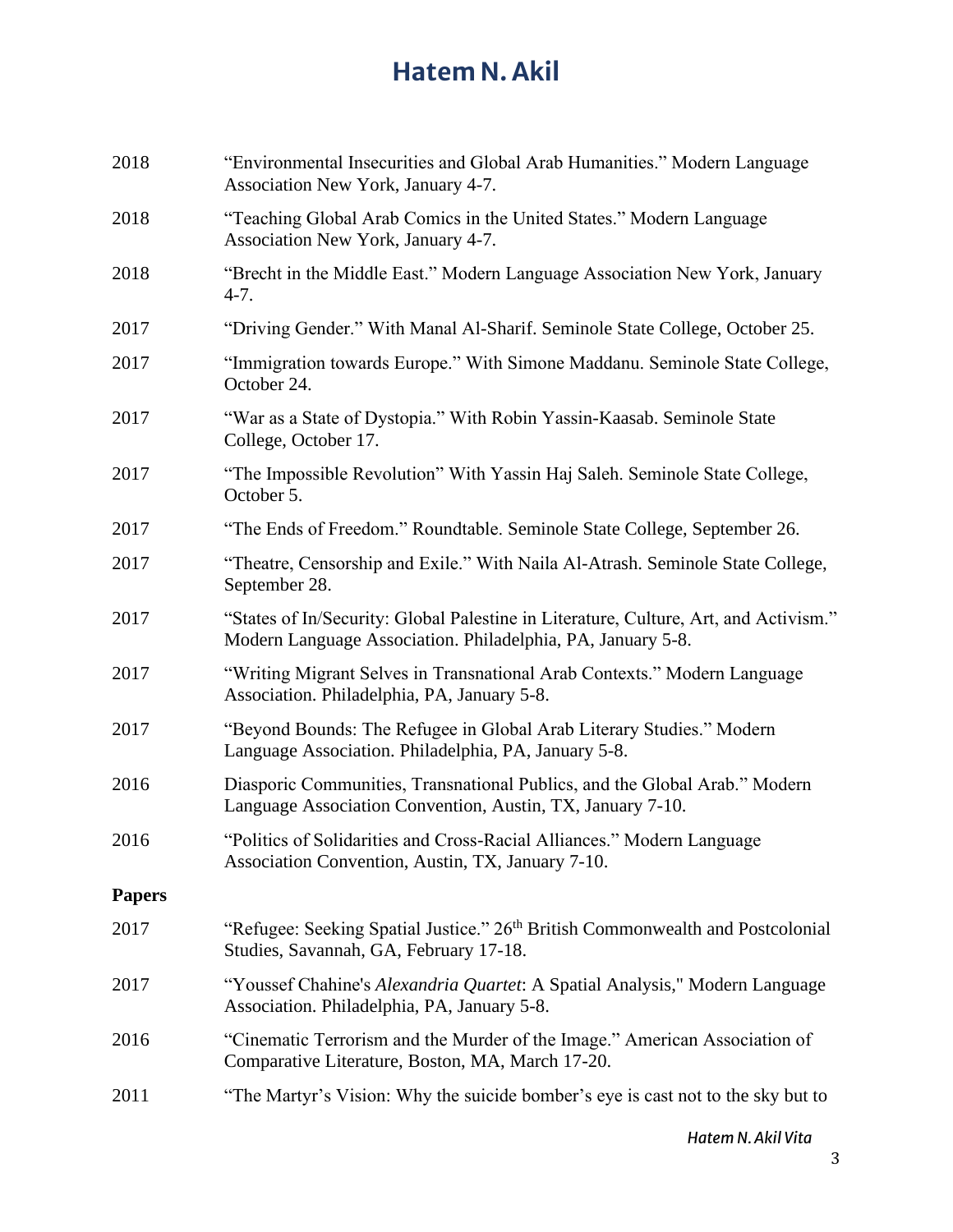2018 “Environmental Insecurities and Global Arab Humanities.” Modern Language Association New York, January 4-7.

2018 “Teaching Global Arab Comics in the United States.” Modern Language Association New York, January 4-7.

2018 “Brecht in the Middle East.” Modern Language Association New York, January 4-7.

2017 “Driving Gender.” With Manal Al-Sharif. Seminole State College, October 25.

2017 “Immigration towards Europe.” With Simone Maddanu. Seminole State College, October 24.

2017 “War as a State of Dystopia.” With Robin Yassin-Kaasab. Seminole State College, October 17.

2017 “The Impossible Revolution” With Yassin Haj Saleh. Seminole State College, October 5.

2017 “The Ends of Freedom.” Roundtable. Seminole State College, September 26.

2017 “Theatre, Censorship and Exile.” With Naila Al-Atrash. Seminole State College, September 28.

2017 “States of In/Security: Global Palestine in Literature, Culture, Art, and Activism.” Modern Language Association. Philadelphia, PA, January 5-8.

2017 “Writing Migrant Selves in Transnational Arab Contexts.” Modern Language Association. Philadelphia, PA, January 5-8.

2017 “Beyond Bounds: The Refugee in Global Arab Literary Studies.” Modern Language Association. Philadelphia, PA, January 5-8.

2016 Diasporic Communities, Transnational Publics, and the Global Arab.” Modern Language Association Convention, Austin, TX, January 7-10.

2016 “Politics of Solidarities and Cross-Racial Alliances.” Modern Language Association Convention, Austin, TX, January 7-10.

**Papers**

2017 “Refugee: Seeking Spatial Justice.” 26th British Commonwealth and Postcolonial Studies, Savannah, GA, February 17-18.

2017 “Youssef Chahine's *Alexandria Quartet*: A Spatial Analysis," Modern Language Association. Philadelphia, PA, January 5-8.

2016 “Cinematic Terrorism and the Murder of the Image.” American Association of Comparative Literature, Boston, MA, March 17-20.

2011 “The Martyr’s Vision: Why the suicide bomber’s eye is cast not to the sky but to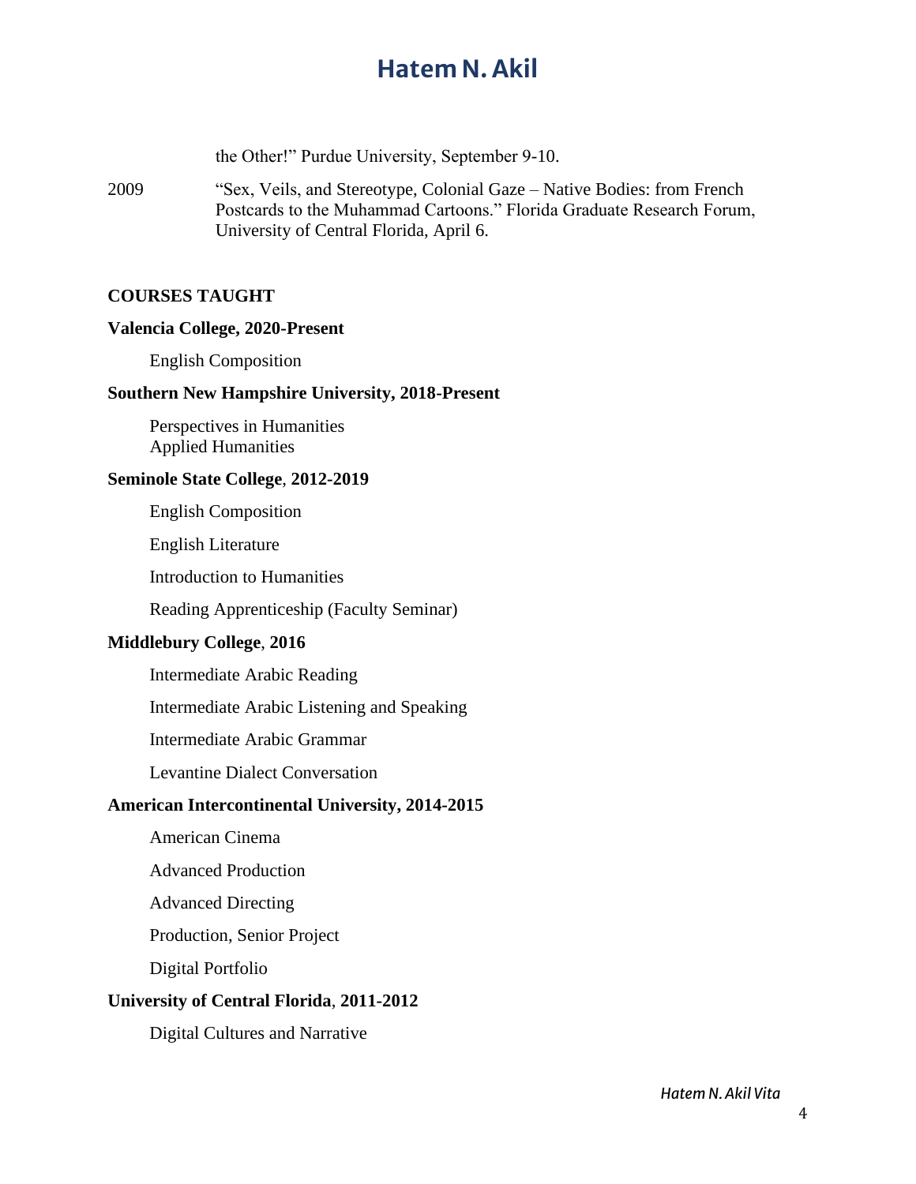the Other!" Purdue University, September 9-10.

2009 "Sex, Veils, and Stereotype, Colonial Gaze – Native Bodies: from French Postcards to the Muhammad Cartoons." Florida Graduate Research Forum, University of Central Florida, April 6.

## COURSES TAUGHT

**Valencia College, 2020-Present**

English Composition

**Southern New Hampshire University, 2018-Present**

Perspectives in Humanities
Applied Humanities

**Seminole State College**, **2012-2019**

English Composition

English Literature

Introduction to Humanities

Reading Apprenticeship (Faculty Seminar)

**Middlebury College**, **2016**

Intermediate Arabic Reading

Intermediate Arabic Listening and Speaking

Intermediate Arabic Grammar

Levantine Dialect Conversation

**American Intercontinental University, 2014-2015**

American Cinema

Advanced Production

Advanced Directing

Production, Senior Project

Digital Portfolio

**University of Central Florida**, **2011-2012**

Digital Cultures and Narrative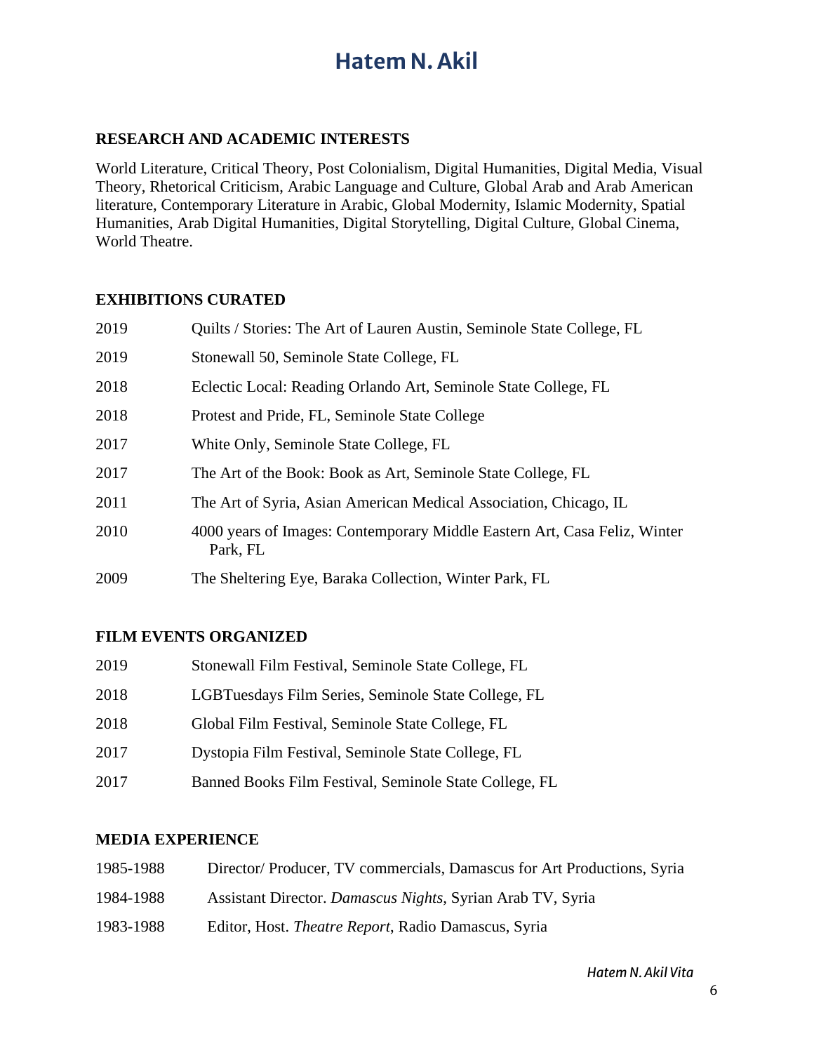# Hatem N. Akil

## RESEARCH AND ACADEMIC INTERESTS

World Literature, Critical Theory, Post Colonialism, Digital Humanities, Digital Media, Visual Theory, Rhetorical Criticism, Arabic Language and Culture, Global Arab and Arab American literature, Contemporary Literature in Arabic, Global Modernity, Islamic Modernity, Spatial Humanities, Arab Digital Humanities, Digital Storytelling, Digital Culture, Global Cinema, World Theatre.

## EXHIBITIONS CURATED

2019 Quilts / Stories: The Art of Lauren Austin, Seminole State College, FL

2019 Stonewall 50, Seminole State College, FL

2018 Eclectic Local: Reading Orlando Art, Seminole State College, FL

2018 Protest and Pride, FL, Seminole State College

2017 White Only, Seminole State College, FL

2017 The Art of the Book: Book as Art, Seminole State College, FL

2011 The Art of Syria, Asian American Medical Association, Chicago, IL

2010 4000 years of Images: Contemporary Middle Eastern Art, Casa Feliz, Winter Park, FL

2009 The Sheltering Eye, Baraka Collection, Winter Park, FL

## FILM EVENTS ORGANIZED

2019 Stonewall Film Festival, Seminole State College, FL

2018 LGBTuesdays Film Series, Seminole State College, FL

2018 Global Film Festival, Seminole State College, FL

2017 Dystopia Film Festival, Seminole State College, FL

2017 Banned Books Film Festival, Seminole State College, FL

## MEDIA EXPERIENCE

1985-1988 Director/ Producer, TV commercials, Damascus for Art Productions, Syria

1984-1988 Assistant Director. *Damascus Nights*, Syrian Arab TV, Syria

1983-1988 Editor, Host. *Theatre Report*, Radio Damascus, Syria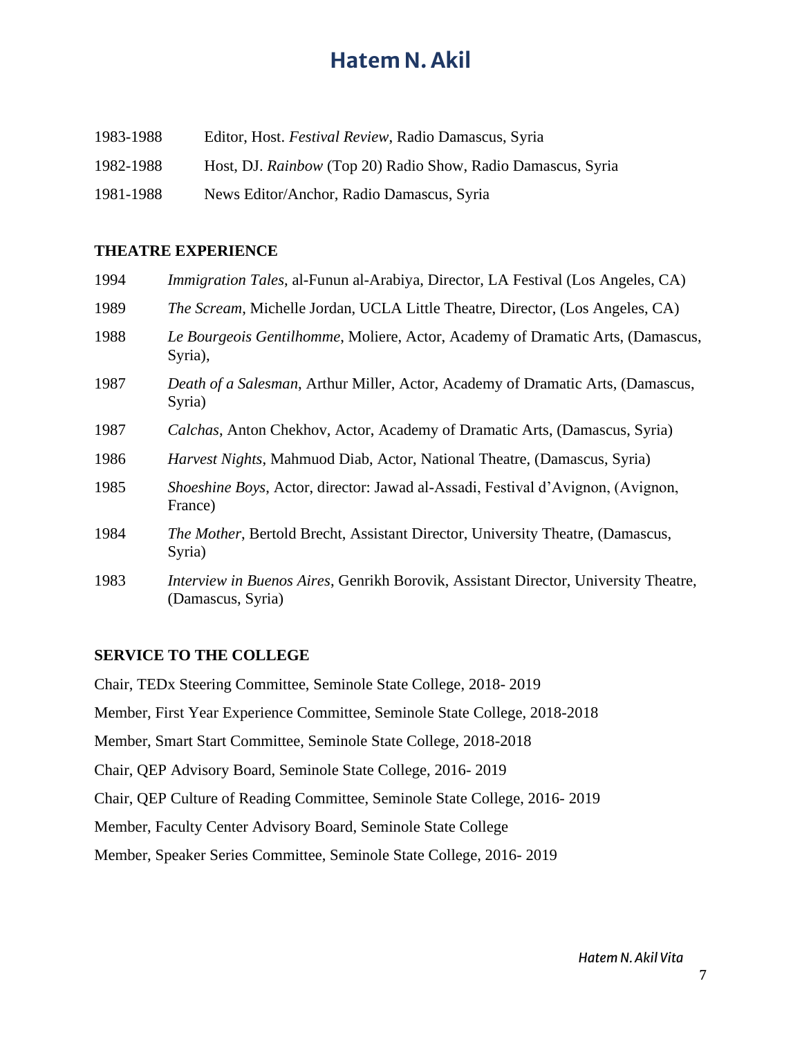| | |
|---|---|
| 1983-1988 | Editor, Host. *Festival Review*, Radio Damascus, Syria |
| 1982-1988 | Host, DJ. *Rainbow* (Top 20) Radio Show, Radio Damascus, Syria |
| 1981-1988 | News Editor/Anchor, Radio Damascus, Syria |

**THEATRE EXPERIENCE**

| | |
|---|---|
| 1994 | *Immigration Tales*, al-Funun al-Arabiya, Director, LA Festival (Los Angeles, CA) |
| 1989 | *The Scream*, Michelle Jordan, UCLA Little Theatre, Director, (Los Angeles, CA) |
| 1988 | *Le Bourgeois Gentilhomme*, Moliere, Actor, Academy of Dramatic Arts, (Damascus, Syria), |
| 1987 | *Death of a Salesman*, Arthur Miller, Actor, Academy of Dramatic Arts, (Damascus, Syria) |
| 1987 | *Calchas*, Anton Chekhov, Actor, Academy of Dramatic Arts, (Damascus, Syria) |
| 1986 | *Harvest Nights*, Mahmuod Diab, Actor, National Theatre, (Damascus, Syria) |
| 1985 | *Shoeshine Boys*, Actor, director: Jawad al-Assadi, Festival d'Avignon, (Avignon, France) |
| 1984 | *The Mother*, Bertold Brecht, Assistant Director, University Theatre, (Damascus, Syria) |
| 1983 | *Interview in Buenos Aires*, Genrikh Borovik, Assistant Director, University Theatre, (Damascus, Syria) |

**SERVICE TO THE COLLEGE**

Chair, TEDx Steering Committee, Seminole State College, 2018- 2019

Member, First Year Experience Committee, Seminole State College, 2018-2018

Member, Smart Start Committee, Seminole State College, 2018-2018

Chair, QEP Advisory Board, Seminole State College, 2016- 2019

Chair, QEP Culture of Reading Committee, Seminole State College, 2016- 2019

Member, Faculty Center Advisory Board, Seminole State College

Member, Speaker Series Committee, Seminole State College, 2016- 2019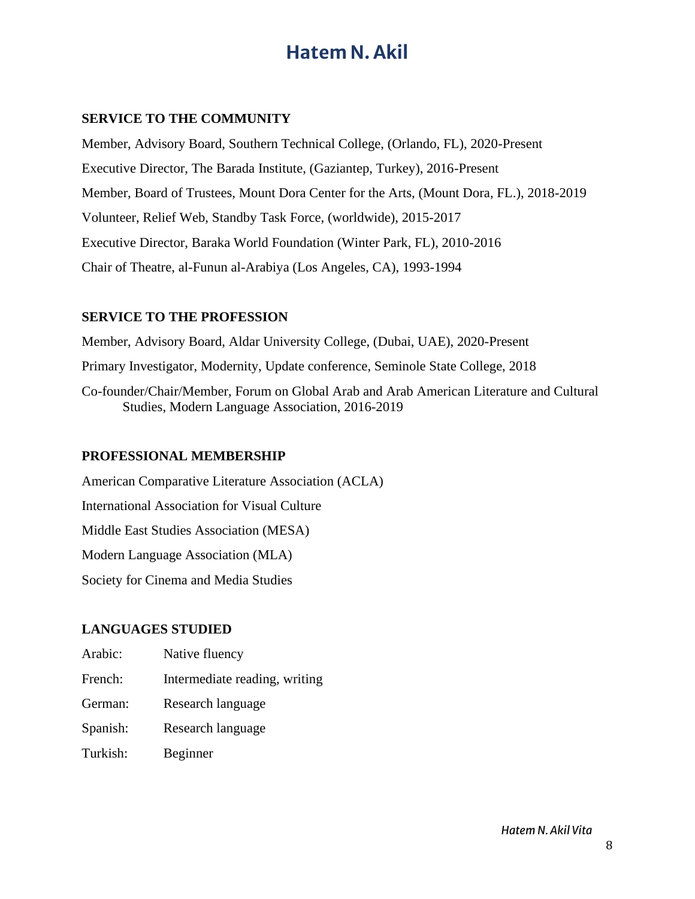## SERVICE TO THE COMMUNITY

Member, Advisory Board, Southern Technical College, (Orlando, FL), 2020-Present

Executive Director, The Barada Institute, (Gaziantep, Turkey), 2016-Present

Member, Board of Trustees, Mount Dora Center for the Arts, (Mount Dora, FL.), 2018-2019

Volunteer, Relief Web, Standby Task Force, (worldwide), 2015-2017

Executive Director, Baraka World Foundation (Winter Park, FL), 2010-2016

Chair of Theatre, al-Funun al-Arabiya (Los Angeles, CA), 1993-1994

## SERVICE TO THE PROFESSION

Member, Advisory Board, Aldar University College, (Dubai, UAE), 2020-Present

Primary Investigator, Modernity, Update conference, Seminole State College, 2018

Co-founder/Chair/Member, Forum on Global Arab and Arab American Literature and Cultural Studies, Modern Language Association, 2016-2019

## PROFESSIONAL MEMBERSHIP

American Comparative Literature Association (ACLA)

International Association for Visual Culture

Middle East Studies Association (MESA)

Modern Language Association (MLA)

Society for Cinema and Media Studies

## LANGUAGES STUDIED

Arabic: Native fluency

French: Intermediate reading, writing

German: Research language

Spanish: Research language

Turkish: Beginner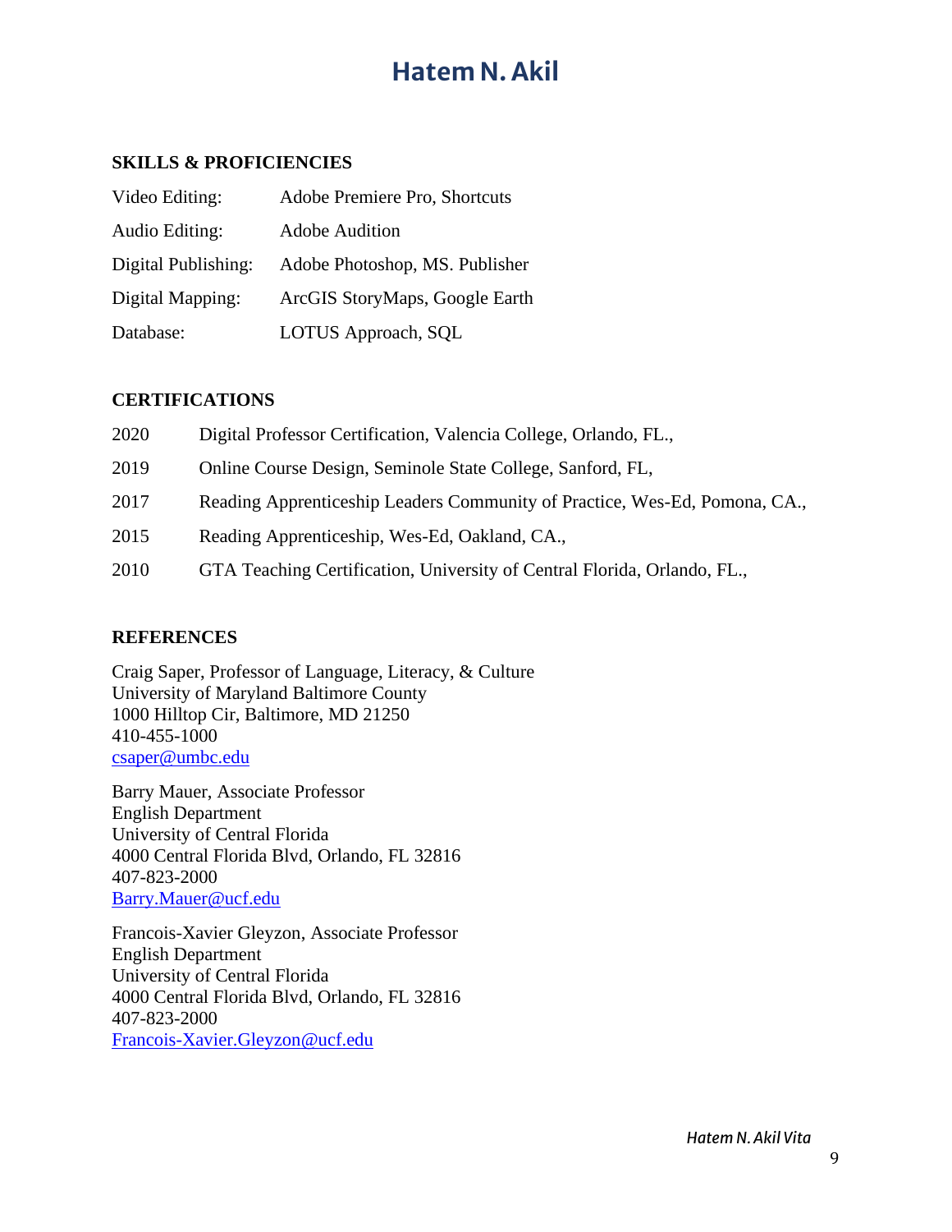# Hatem N. Akil

## SKILLS & PROFICIENCIES

| | |
|---|---|
| Video Editing: | Adobe Premiere Pro, Shortcuts |
| Audio Editing: | Adobe Audition |
| Digital Publishing: | Adobe Photoshop, MS. Publisher |
| Digital Mapping: | ArcGIS StoryMaps, Google Earth |
| Database: | LOTUS Approach, SQL |

## CERTIFICATIONS

| | |
|---|---|
| 2020 | Digital Professor Certification, Valencia College, Orlando, FL., |
| 2019 | Online Course Design, Seminole State College, Sanford, FL, |
| 2017 | Reading Apprenticeship Leaders Community of Practice, Wes-Ed, Pomona, CA., |
| 2015 | Reading Apprenticeship, Wes-Ed, Oakland, CA., |
| 2010 | GTA Teaching Certification, University of Central Florida, Orlando, FL., |

## REFERENCES

Craig Saper, Professor of Language, Literacy, & Culture
University of Maryland Baltimore County
1000 Hilltop Cir, Baltimore, MD 21250
410-455-1000
csaper@umbc.edu

Barry Mauer, Associate Professor
English Department
University of Central Florida
4000 Central Florida Blvd, Orlando, FL 32816
407-823-2000
Barry.Mauer@ucf.edu

Francois-Xavier Gleyzon, Associate Professor
English Department
University of Central Florida
4000 Central Florida Blvd, Orlando, FL 32816
407-823-2000
Francois-Xavier.Gleyzon@ucf.edu